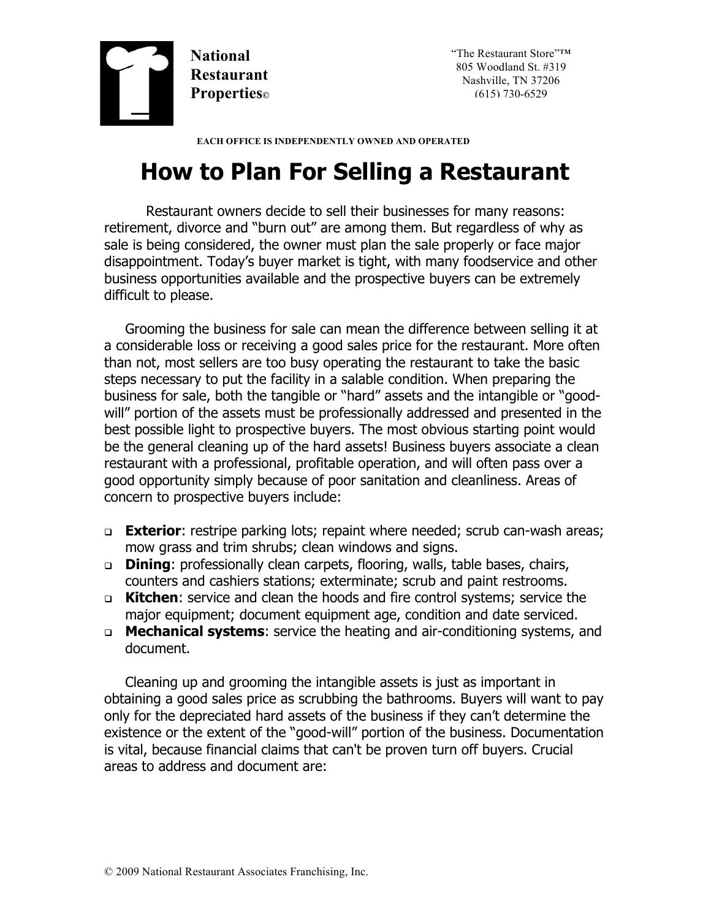**National Restaurant Properties©**

"The Restaurant Store"™
805 Woodland St. #319
Nashville, TN 37206
(615) 730-6529

**EACH OFFICE IS INDEPENDENTLY OWNED AND OPERATED**

# How to Plan For Selling a Restaurant

Restaurant owners decide to sell their businesses for many reasons: retirement, divorce and "burn out" are among them. But regardless of why as sale is being considered, the owner must plan the sale properly or face major disappointment. Today's buyer market is tight, with many foodservice and other business opportunities available and the prospective buyers can be extremely difficult to please.

Grooming the business for sale can mean the difference between selling it at a considerable loss or receiving a good sales price for the restaurant. More often than not, most sellers are too busy operating the restaurant to take the basic steps necessary to put the facility in a salable condition. When preparing the business for sale, both the tangible or "hard" assets and the intangible or "good-will" portion of the assets must be professionally addressed and presented in the best possible light to prospective buyers. The most obvious starting point would be the general cleaning up of the hard assets! Business buyers associate a clean restaurant with a professional, profitable operation, and will often pass over a good opportunity simply because of poor sanitation and cleanliness. Areas of concern to prospective buyers include:

- **Exterior**: restripe parking lots; repaint where needed; scrub can-wash areas; mow grass and trim shrubs; clean windows and signs.
- **Dining**: professionally clean carpets, flooring, walls, table bases, chairs, counters and cashiers stations; exterminate; scrub and paint restrooms.
- **Kitchen**: service and clean the hoods and fire control systems; service the major equipment; document equipment age, condition and date serviced.
- **Mechanical systems**: service the heating and air-conditioning systems, and document.

Cleaning up and grooming the intangible assets is just as important in obtaining a good sales price as scrubbing the bathrooms. Buyers will want to pay only for the depreciated hard assets of the business if they can't determine the existence or the extent of the "good-will" portion of the business. Documentation is vital, because financial claims that can't be proven turn off buyers. Crucial areas to address and document are:

© 2009 National Restaurant Associates Franchising, Inc.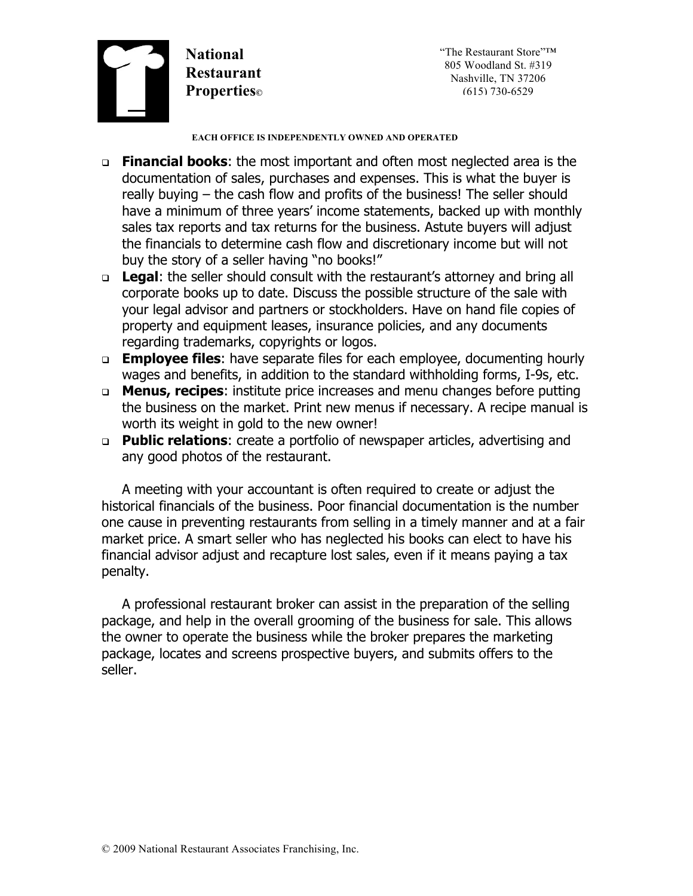- **Financial books**: the most important and often most neglected area is the documentation of sales, purchases and expenses. This is what the buyer is really buying – the cash flow and profits of the business! The seller should have a minimum of three years' income statements, backed up with monthly sales tax reports and tax returns for the business. Astute buyers will adjust the financials to determine cash flow and discretionary income but will not buy the story of a seller having "no books!"
- **Legal**: the seller should consult with the restaurant's attorney and bring all corporate books up to date. Discuss the possible structure of the sale with your legal advisor and partners or stockholders. Have on hand file copies of property and equipment leases, insurance policies, and any documents regarding trademarks, copyrights or logos.
- **Employee files**: have separate files for each employee, documenting hourly wages and benefits, in addition to the standard withholding forms, I-9s, etc.
- **Menus, recipes**: institute price increases and menu changes before putting the business on the market. Print new menus if necessary. A recipe manual is worth its weight in gold to the new owner!
- **Public relations**: create a portfolio of newspaper articles, advertising and any good photos of the restaurant.

A meeting with your accountant is often required to create or adjust the historical financials of the business. Poor financial documentation is the number one cause in preventing restaurants from selling in a timely manner and at a fair market price. A smart seller who has neglected his books can elect to have his financial advisor adjust and recapture lost sales, even if it means paying a tax penalty.

A professional restaurant broker can assist in the preparation of the selling package, and help in the overall grooming of the business for sale. This allows the owner to operate the business while the broker prepares the marketing package, locates and screens prospective buyers, and submits offers to the seller.